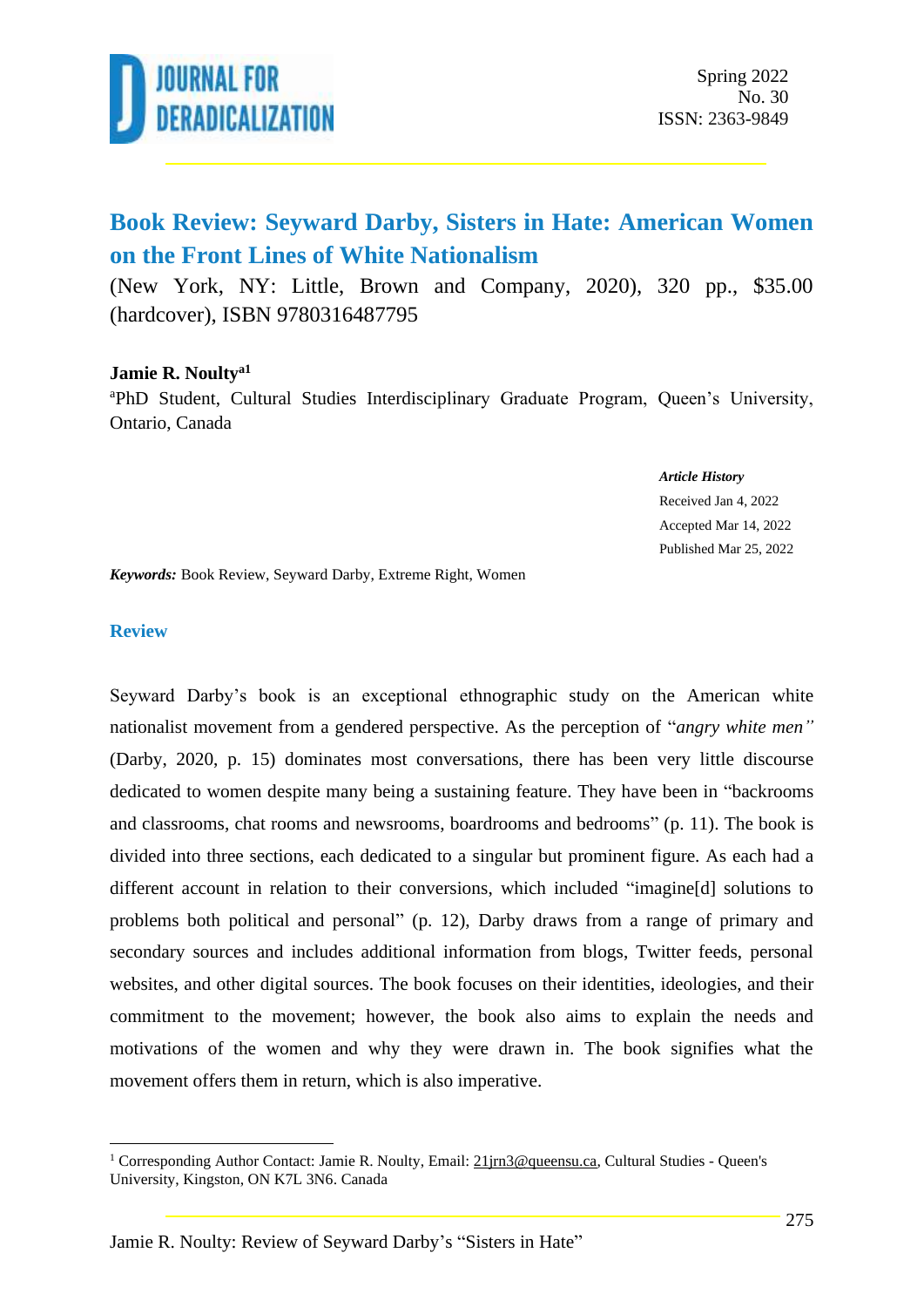# Book Review: Seyward Darby, Sisters in Hate: American Women on the Front Lines of White Nationalism

(New York, NY: Little, Brown and Company, 2020), 320 pp., $35.00 (hardcover), ISBN 9780316487795

**Jamie R. Noulty**[a1]

[a]PhD Student, Cultural Studies Interdisciplinary Graduate Program, Queen's University, Ontario, Canada

***Article History***
Received Jan 4, 2022
Accepted Mar 14, 2022
Published Mar 25, 2022

***Keywords:*** Book Review, Seyward Darby, Extreme Right, Women

## Review

Seyward Darby's book is an exceptional ethnographic study on the American white nationalist movement from a gendered perspective. As the perception of "*angry white men"* (Darby, 2020, p. 15) dominates most conversations, there has been very little discourse dedicated to women despite many being a sustaining feature. They have been in "backrooms and classrooms, chat rooms and newsrooms, boardrooms and bedrooms" (p. 11). The book is divided into three sections, each dedicated to a singular but prominent figure. As each had a different account in relation to their conversions, which included "imagine[d] solutions to problems both political and personal" (p. 12), Darby draws from a range of primary and secondary sources and includes additional information from blogs, Twitter feeds, personal websites, and other digital sources. The book focuses on their identities, ideologies, and their commitment to the movement; however, the book also aims to explain the needs and motivations of the women and why they were drawn in. The book signifies what the movement offers them in return, which is also imperative.

[1] Corresponding Author Contact: Jamie R. Noulty, Email: 21jrn3@queensu.ca, Cultural Studies - Queen's University, Kingston, ON K7L 3N6. Canada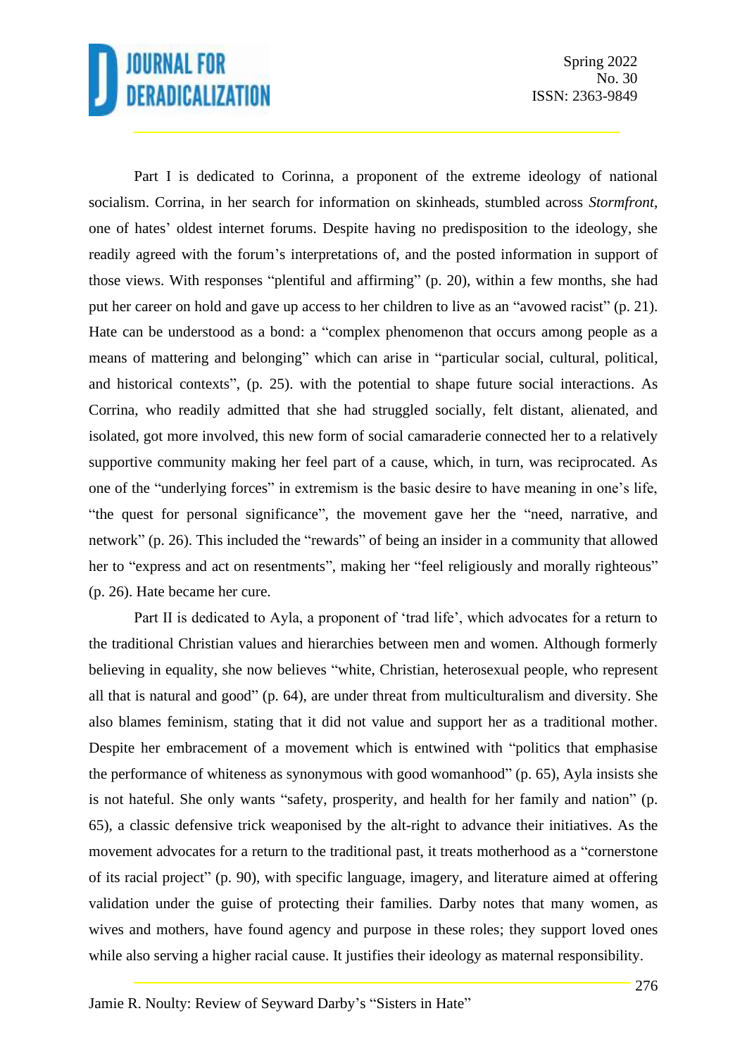Part I is dedicated to Corinna, a proponent of the extreme ideology of national socialism. Corrina, in her search for information on skinheads, stumbled across *Stormfront*, one of hates' oldest internet forums. Despite having no predisposition to the ideology, she readily agreed with the forum's interpretations of, and the posted information in support of those views. With responses "plentiful and affirming" (p. 20), within a few months, she had put her career on hold and gave up access to her children to live as an "avowed racist" (p. 21). Hate can be understood as a bond: a "complex phenomenon that occurs among people as a means of mattering and belonging" which can arise in "particular social, cultural, political, and historical contexts", (p. 25). with the potential to shape future social interactions. As Corrina, who readily admitted that she had struggled socially, felt distant, alienated, and isolated, got more involved, this new form of social camaraderie connected her to a relatively supportive community making her feel part of a cause, which, in turn, was reciprocated. As one of the "underlying forces" in extremism is the basic desire to have meaning in one's life, "the quest for personal significance", the movement gave her the "need, narrative, and network" (p. 26). This included the "rewards" of being an insider in a community that allowed her to "express and act on resentments", making her "feel religiously and morally righteous" (p. 26). Hate became her cure.

Part II is dedicated to Ayla, a proponent of 'trad life', which advocates for a return to the traditional Christian values and hierarchies between men and women. Although formerly believing in equality, she now believes "white, Christian, heterosexual people, who represent all that is natural and good" (p. 64), are under threat from multiculturalism and diversity. She also blames feminism, stating that it did not value and support her as a traditional mother. Despite her embracement of a movement which is entwined with "politics that emphasise the performance of whiteness as synonymous with good womanhood" (p. 65), Ayla insists she is not hateful. She only wants "safety, prosperity, and health for her family and nation" (p. 65), a classic defensive trick weaponised by the alt-right to advance their initiatives. As the movement advocates for a return to the traditional past, it treats motherhood as a "cornerstone of its racial project" (p. 90), with specific language, imagery, and literature aimed at offering validation under the guise of protecting their families. Darby notes that many women, as wives and mothers, have found agency and purpose in these roles; they support loved ones while also serving a higher racial cause. It justifies their ideology as maternal responsibility.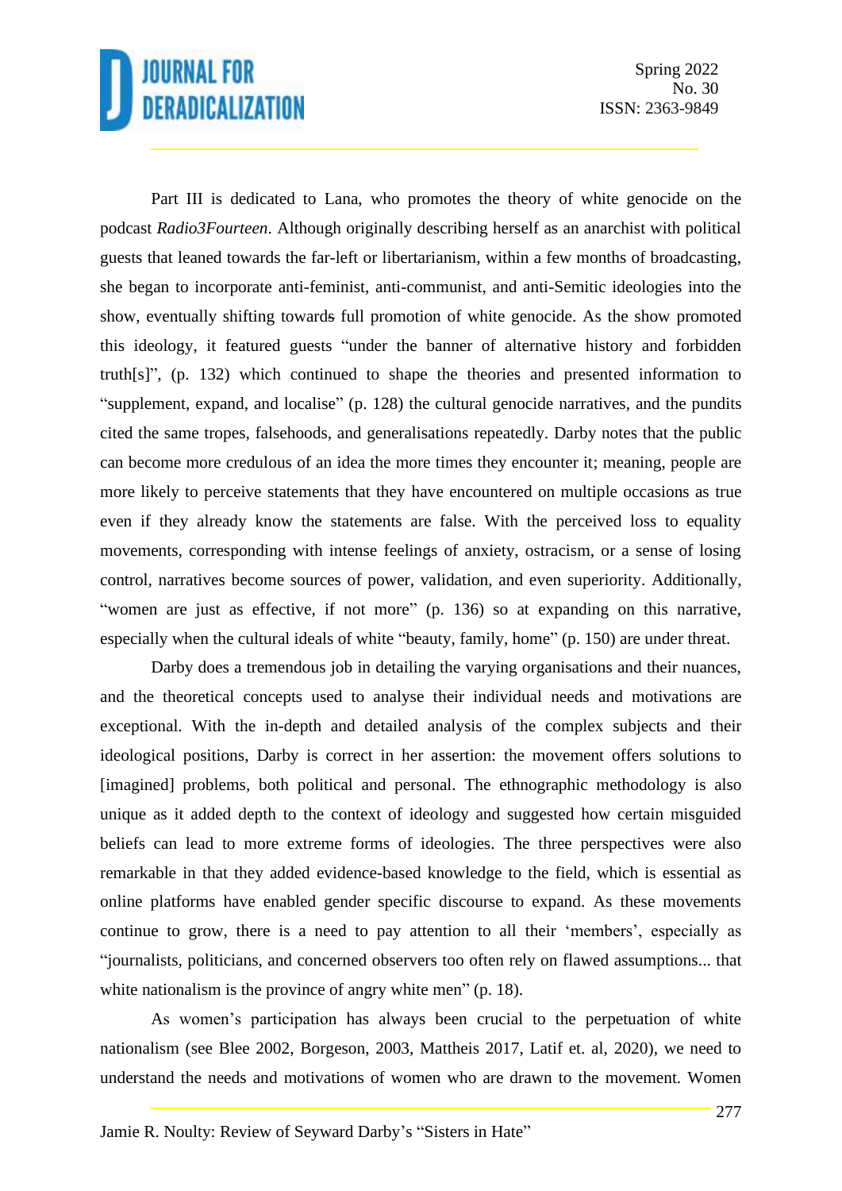Part III is dedicated to Lana, who promotes the theory of white genocide on the podcast *Radio3Fourteen*. Although originally describing herself as an anarchist with political guests that leaned towards the far-left or libertarianism, within a few months of broadcasting, she began to incorporate anti-feminist, anti-communist, and anti-Semitic ideologies into the show, eventually shifting towards full promotion of white genocide. As the show promoted this ideology, it featured guests "under the banner of alternative history and forbidden truth[s]", (p. 132) which continued to shape the theories and presented information to "supplement, expand, and localise" (p. 128) the cultural genocide narratives, and the pundits cited the same tropes, falsehoods, and generalisations repeatedly. Darby notes that the public can become more credulous of an idea the more times they encounter it; meaning, people are more likely to perceive statements that they have encountered on multiple occasions as true even if they already know the statements are false. With the perceived loss to equality movements, corresponding with intense feelings of anxiety, ostracism, or a sense of losing control, narratives become sources of power, validation, and even superiority. Additionally, "women are just as effective, if not more" (p. 136) so at expanding on this narrative, especially when the cultural ideals of white "beauty, family, home" (p. 150) are under threat.

Darby does a tremendous job in detailing the varying organisations and their nuances, and the theoretical concepts used to analyse their individual needs and motivations are exceptional. With the in-depth and detailed analysis of the complex subjects and their ideological positions, Darby is correct in her assertion: the movement offers solutions to [imagined] problems, both political and personal. The ethnographic methodology is also unique as it added depth to the context of ideology and suggested how certain misguided beliefs can lead to more extreme forms of ideologies. The three perspectives were also remarkable in that they added evidence-based knowledge to the field, which is essential as online platforms have enabled gender specific discourse to expand. As these movements continue to grow, there is a need to pay attention to all their 'members', especially as "journalists, politicians, and concerned observers too often rely on flawed assumptions... that white nationalism is the province of angry white men" (p. 18).

As women's participation has always been crucial to the perpetuation of white nationalism (see Blee 2002, Borgeson, 2003, Mattheis 2017, Latif et. al, 2020), we need to understand the needs and motivations of women who are drawn to the movement. Women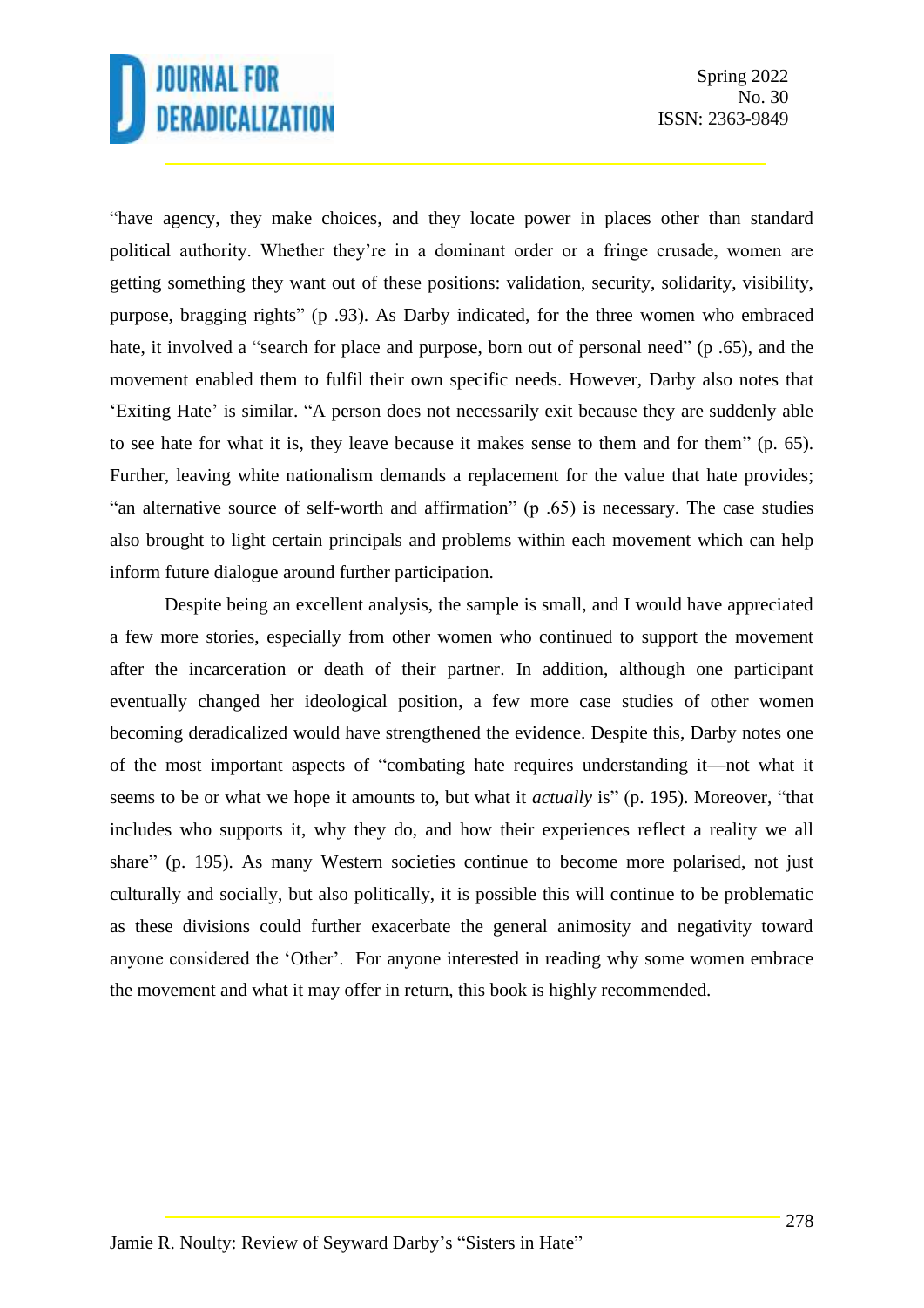"have agency, they make choices, and they locate power in places other than standard political authority. Whether they're in a dominant order or a fringe crusade, women are getting something they want out of these positions: validation, security, solidarity, visibility, purpose, bragging rights" (p .93). As Darby indicated, for the three women who embraced hate, it involved a "search for place and purpose, born out of personal need" (p .65), and the movement enabled them to fulfil their own specific needs. However, Darby also notes that 'Exiting Hate' is similar. "A person does not necessarily exit because they are suddenly able to see hate for what it is, they leave because it makes sense to them and for them" (p. 65). Further, leaving white nationalism demands a replacement for the value that hate provides; "an alternative source of self-worth and affirmation" (p .65) is necessary. The case studies also brought to light certain principals and problems within each movement which can help inform future dialogue around further participation.

Despite being an excellent analysis, the sample is small, and I would have appreciated a few more stories, especially from other women who continued to support the movement after the incarceration or death of their partner. In addition, although one participant eventually changed her ideological position, a few more case studies of other women becoming deradicalized would have strengthened the evidence. Despite this, Darby notes one of the most important aspects of "combating hate requires understanding it—not what it seems to be or what we hope it amounts to, but what it *actually* is" (p. 195). Moreover, "that includes who supports it, why they do, and how their experiences reflect a reality we all share" (p. 195). As many Western societies continue to become more polarised, not just culturally and socially, but also politically, it is possible this will continue to be problematic as these divisions could further exacerbate the general animosity and negativity toward anyone considered the 'Other'. For anyone interested in reading why some women embrace the movement and what it may offer in return, this book is highly recommended.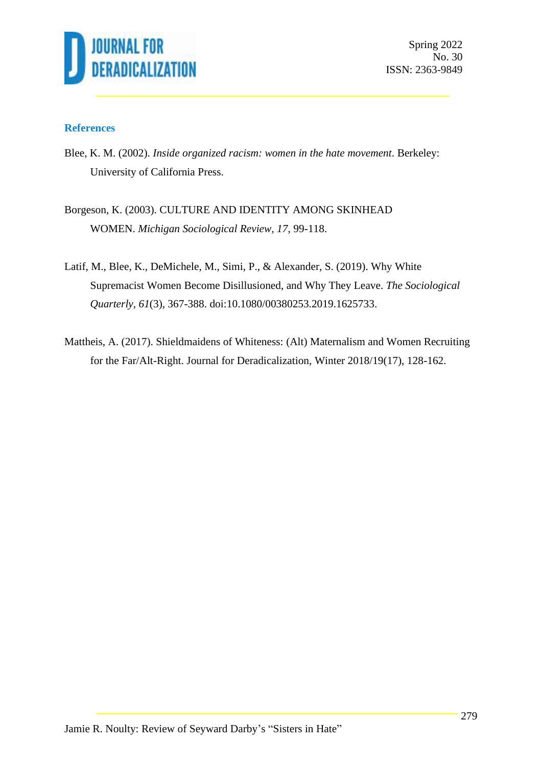## References

Blee, K. M. (2002). *Inside organized racism: women in the hate movement*. Berkeley: University of California Press.

Borgeson, K. (2003). CULTURE AND IDENTITY AMONG SKINHEAD WOMEN. *Michigan Sociological Review, 17*, 99-118.

Latif, M., Blee, K., DeMichele, M., Simi, P., & Alexander, S. (2019). Why White Supremacist Women Become Disillusioned, and Why They Leave. *The Sociological Quarterly*, *61*(3), 367-388. doi:10.1080/00380253.2019.1625733.

Mattheis, A. (2017). Shieldmaidens of Whiteness: (Alt) Maternalism and Women Recruiting for the Far/Alt-Right. Journal for Deradicalization, Winter 2018/19(17), 128-162.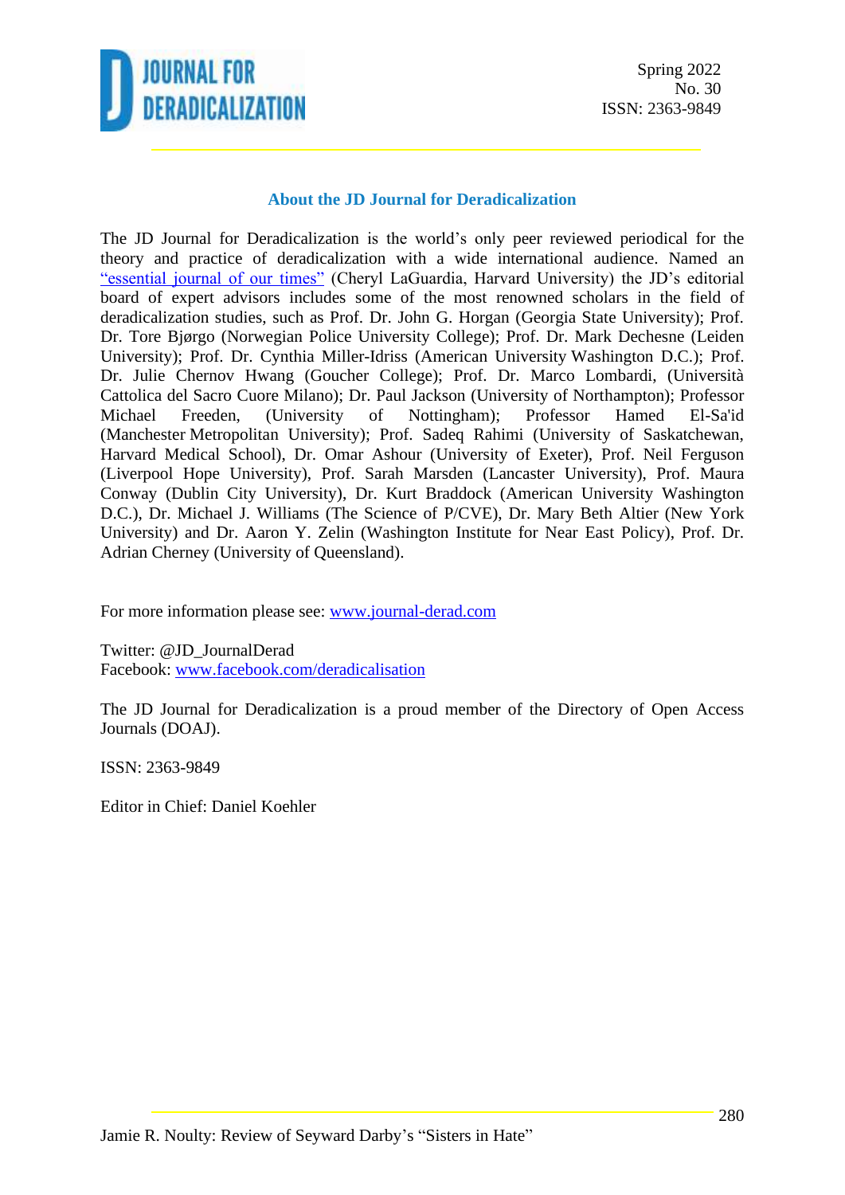## About the JD Journal for Deradicalization

The JD Journal for Deradicalization is the world's only peer reviewed periodical for the theory and practice of deradicalization with a wide international audience. Named an "essential journal of our times" (Cheryl LaGuardia, Harvard University) the JD's editorial board of expert advisors includes some of the most renowned scholars in the field of deradicalization studies, such as Prof. Dr. John G. Horgan (Georgia State University); Prof. Dr. Tore Bjørgo (Norwegian Police University College); Prof. Dr. Mark Dechesne (Leiden University); Prof. Dr. Cynthia Miller-Idriss (American University Washington D.C.); Prof. Dr. Julie Chernov Hwang (Goucher College); Prof. Dr. Marco Lombardi, (Università Cattolica del Sacro Cuore Milano); Dr. Paul Jackson (University of Northampton); Professor Michael Freeden, (University of Nottingham); Professor Hamed El-Sa'id (Manchester Metropolitan University); Prof. Sadeq Rahimi (University of Saskatchewan, Harvard Medical School), Dr. Omar Ashour (University of Exeter), Prof. Neil Ferguson (Liverpool Hope University), Prof. Sarah Marsden (Lancaster University), Prof. Maura Conway (Dublin City University), Dr. Kurt Braddock (American University Washington D.C.), Dr. Michael J. Williams (The Science of P/CVE), Dr. Mary Beth Altier (New York University) and Dr. Aaron Y. Zelin (Washington Institute for Near East Policy), Prof. Dr. Adrian Cherney (University of Queensland).

For more information please see: www.journal-derad.com

Twitter: @JD_JournalDerad
Facebook: www.facebook.com/deradicalisation

The JD Journal for Deradicalization is a proud member of the Directory of Open Access Journals (DOAJ).

ISSN: 2363-9849

Editor in Chief: Daniel Koehler